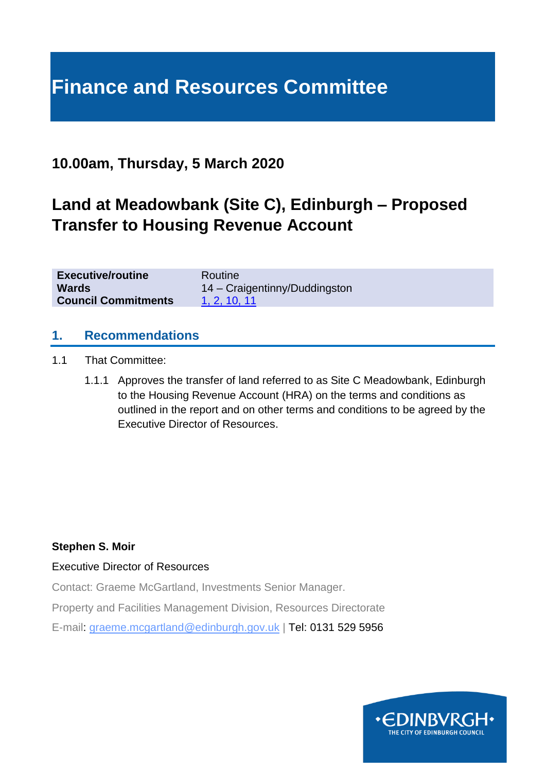# Finance and Resources Committee

## 10.00am, Thursday, 5 March 2020

## Land at Meadowbank (Site C), Edinburgh – Proposed Transfer to Housing Revenue Account

| | |
|---|---|
| **Executive/routine** | Routine |
| **Wards** | 14 – Craigentinny/Duddingston |
| **Council Commitments** | 1, 2, 10, 11 |

## 1. Recommendations

1.1 That Committee:

1.1.1 Approves the transfer of land referred to as Site C Meadowbank, Edinburgh to the Housing Revenue Account (HRA) on the terms and conditions as outlined in the report and on other terms and conditions to be agreed by the Executive Director of Resources.

**Stephen S. Moir**

Executive Director of Resources

Contact: Graeme McGartland, Investments Senior Manager.

Property and Facilities Management Division, Resources Directorate

E-mail: graeme.mcgartland@edinburgh.gov.uk | Tel: 0131 529 5956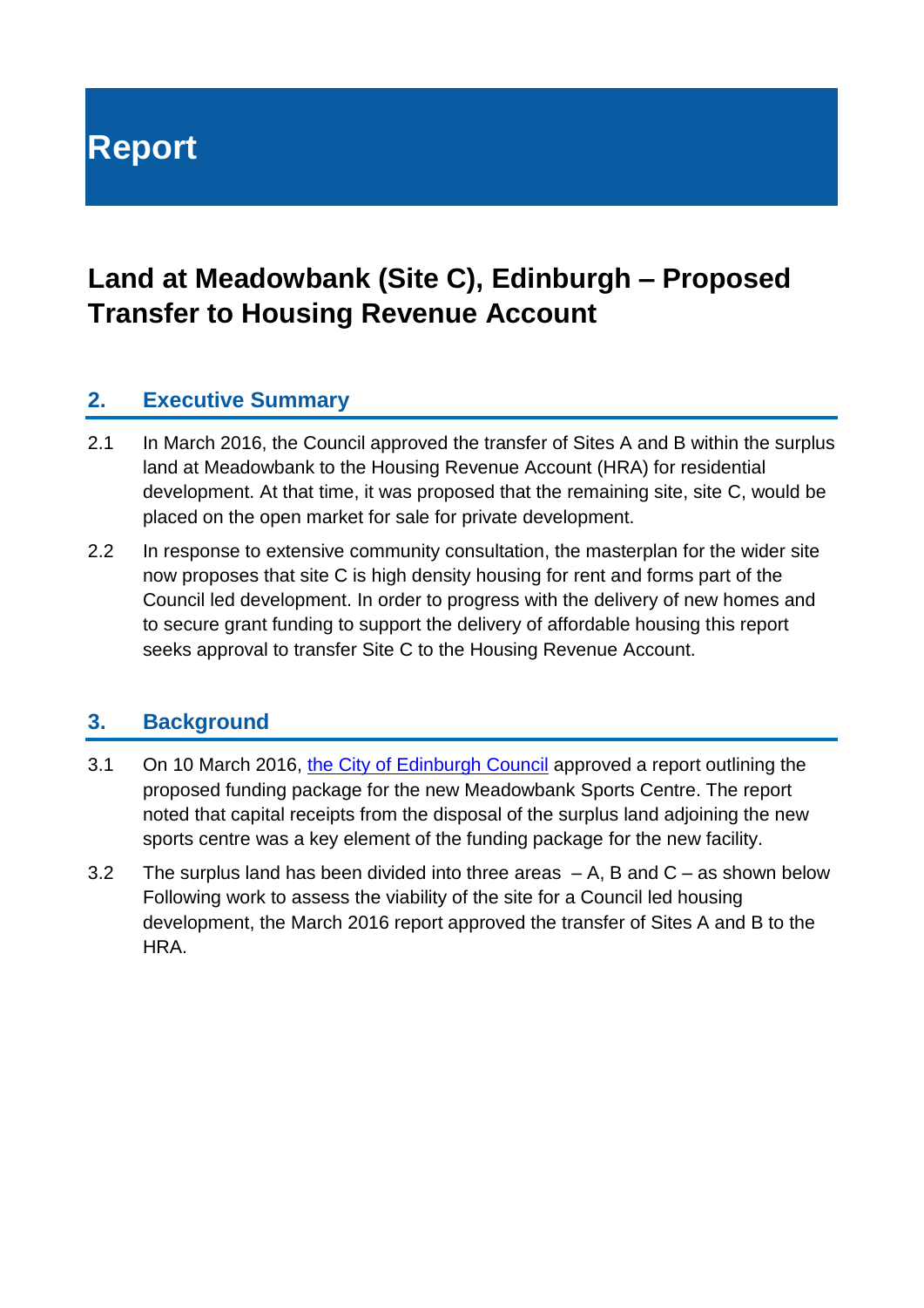# Report

## Land at Meadowbank (Site C), Edinburgh – Proposed Transfer to Housing Revenue Account

### 2. Executive Summary

2.1 In March 2016, the Council approved the transfer of Sites A and B within the surplus land at Meadowbank to the Housing Revenue Account (HRA) for residential development. At that time, it was proposed that the remaining site, site C, would be placed on the open market for sale for private development.

2.2 In response to extensive community consultation, the masterplan for the wider site now proposes that site C is high density housing for rent and forms part of the Council led development. In order to progress with the delivery of new homes and to secure grant funding to support the delivery of affordable housing this report seeks approval to transfer Site C to the Housing Revenue Account.

### 3. Background

3.1 On 10 March 2016, the City of Edinburgh Council approved a report outlining the proposed funding package for the new Meadowbank Sports Centre. The report noted that capital receipts from the disposal of the surplus land adjoining the new sports centre was a key element of the funding package for the new facility.

3.2 The surplus land has been divided into three areas – A, B and C – as shown below Following work to assess the viability of the site for a Council led housing development, the March 2016 report approved the transfer of Sites A and B to the HRA.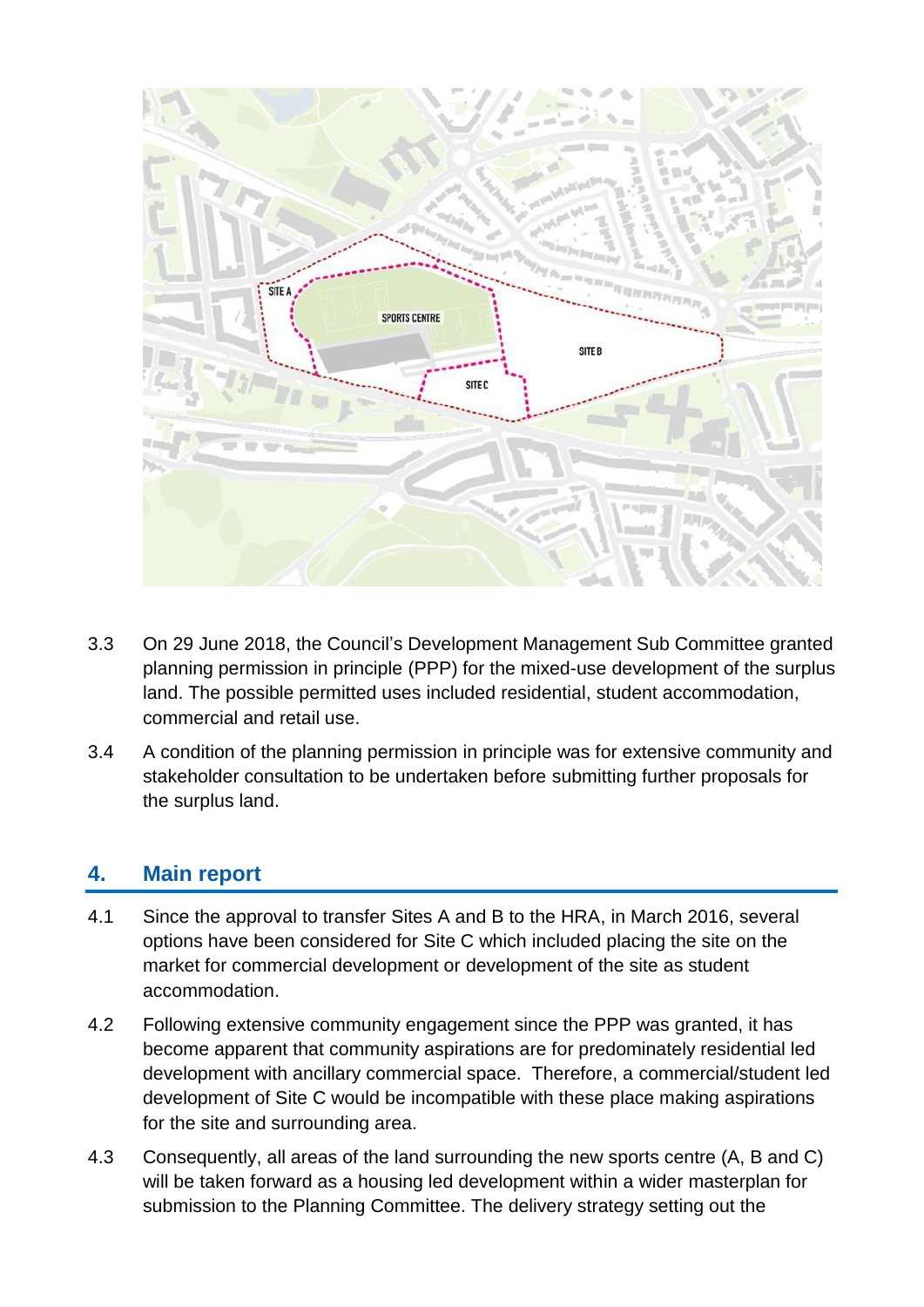3.3 On 29 June 2018, the Council's Development Management Sub Committee granted planning permission in principle (PPP) for the mixed-use development of the surplus land. The possible permitted uses included residential, student accommodation, commercial and retail use.

3.4 A condition of the planning permission in principle was for extensive community and stakeholder consultation to be undertaken before submitting further proposals for the surplus land.

## 4. Main report

4.1 Since the approval to transfer Sites A and B to the HRA, in March 2016, several options have been considered for Site C which included placing the site on the market for commercial development or development of the site as student accommodation.

4.2 Following extensive community engagement since the PPP was granted, it has become apparent that community aspirations are for predominately residential led development with ancillary commercial space. Therefore, a commercial/student led development of Site C would be incompatible with these place making aspirations for the site and surrounding area.

4.3 Consequently, all areas of the land surrounding the new sports centre (A, B and C) will be taken forward as a housing led development within a wider masterplan for submission to the Planning Committee. The delivery strategy setting out the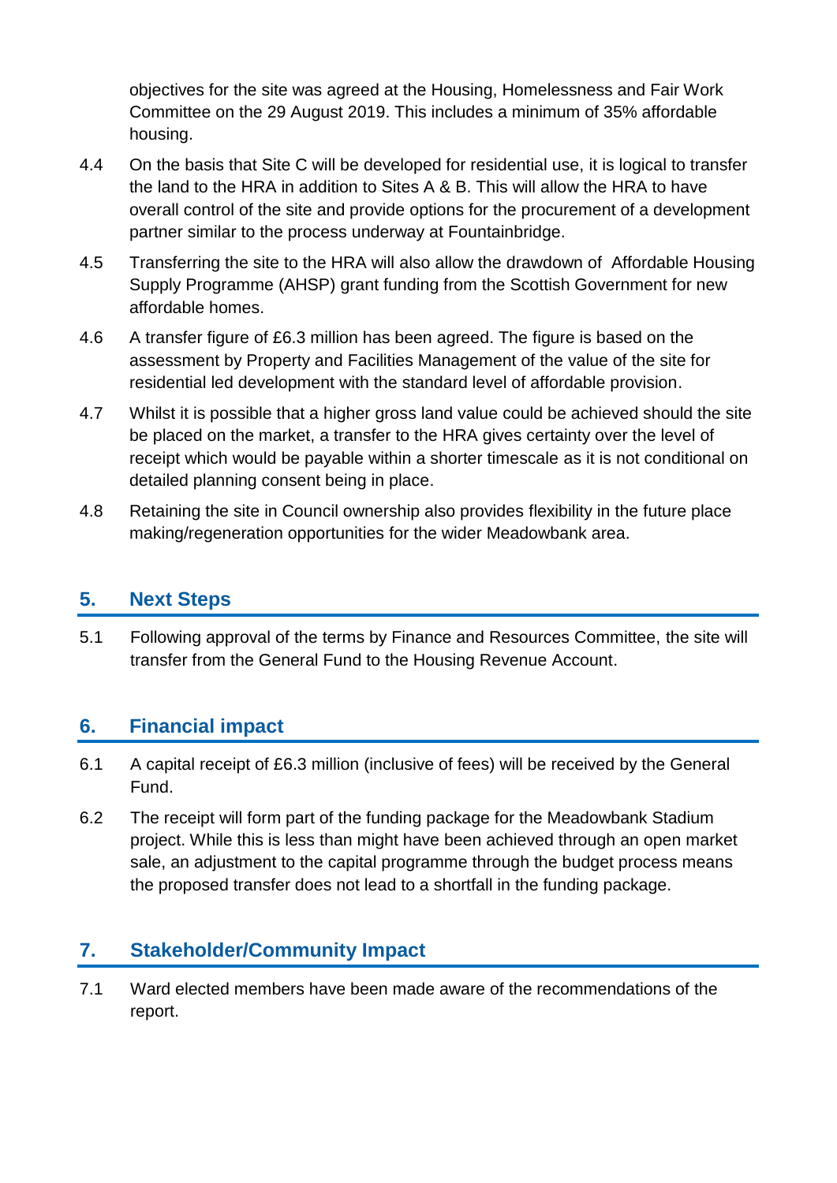objectives for the site was agreed at the Housing, Homelessness and Fair Work Committee on the 29 August 2019. This includes a minimum of 35% affordable housing.

4.4 On the basis that Site C will be developed for residential use, it is logical to transfer the land to the HRA in addition to Sites A & B. This will allow the HRA to have overall control of the site and provide options for the procurement of a development partner similar to the process underway at Fountainbridge.

4.5 Transferring the site to the HRA will also allow the drawdown of Affordable Housing Supply Programme (AHSP) grant funding from the Scottish Government for new affordable homes.

4.6 A transfer figure of £6.3 million has been agreed. The figure is based on the assessment by Property and Facilities Management of the value of the site for residential led development with the standard level of affordable provision.

4.7 Whilst it is possible that a higher gross land value could be achieved should the site be placed on the market, a transfer to the HRA gives certainty over the level of receipt which would be payable within a shorter timescale as it is not conditional on detailed planning consent being in place.

4.8 Retaining the site in Council ownership also provides flexibility in the future place making/regeneration opportunities for the wider Meadowbank area.

## 5. Next Steps

5.1 Following approval of the terms by Finance and Resources Committee, the site will transfer from the General Fund to the Housing Revenue Account.

## 6. Financial impact

6.1 A capital receipt of £6.3 million (inclusive of fees) will be received by the General Fund.

6.2 The receipt will form part of the funding package for the Meadowbank Stadium project. While this is less than might have been achieved through an open market sale, an adjustment to the capital programme through the budget process means the proposed transfer does not lead to a shortfall in the funding package.

## 7. Stakeholder/Community Impact

7.1 Ward elected members have been made aware of the recommendations of the report.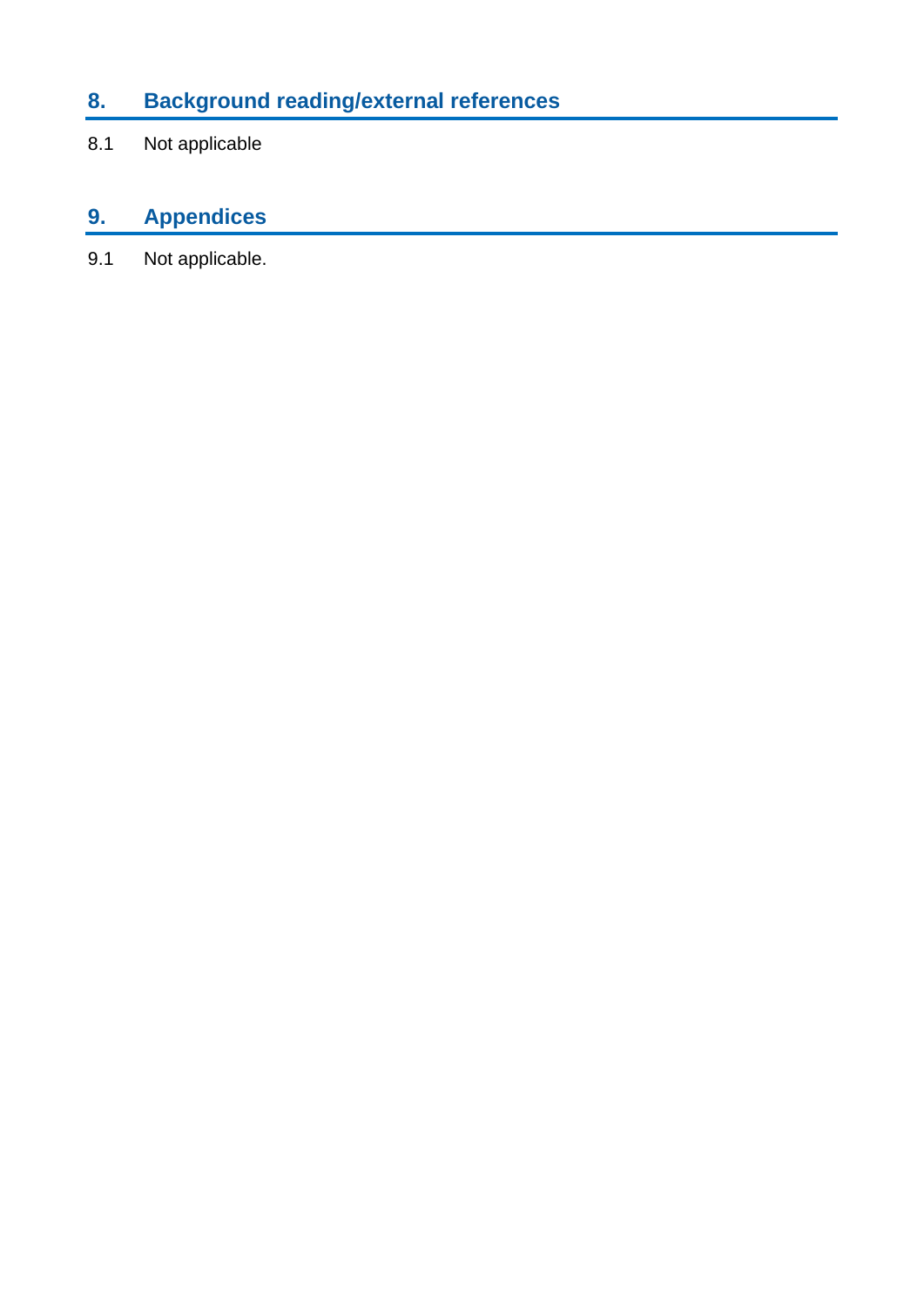## 8. Background reading/external references

8.1 Not applicable

## 9. Appendices

9.1 Not applicable.